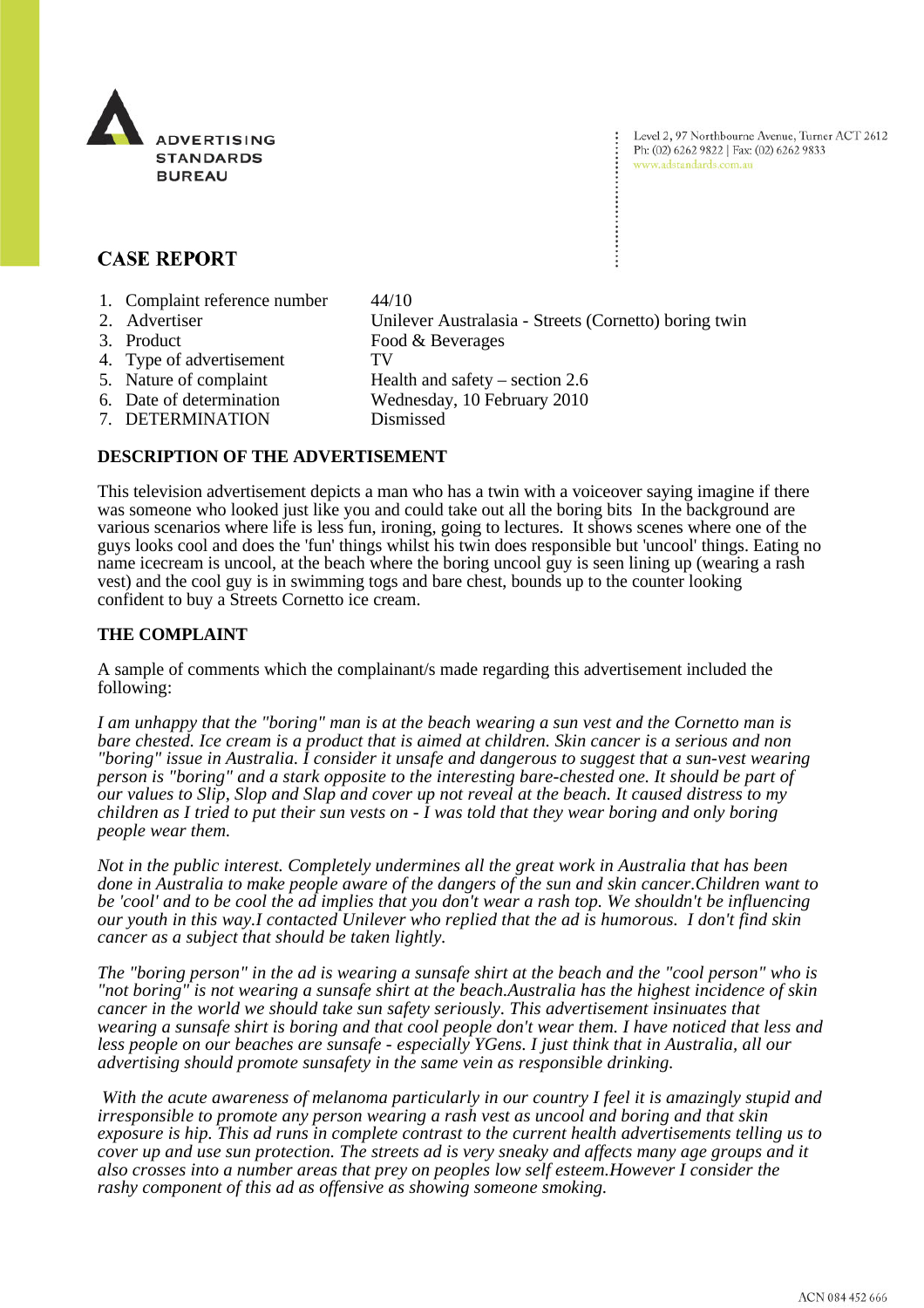ADVERTISING STANDARDS BUREAU

Level 2, 97 Northbourne Avenue, Turner ACT 2612
Ph: (02) 6262 9822 | Fax: (02) 6262 9833
www.adstandards.com.au

# CASE REPORT

| | | |
|---|---|---|
| 1. | Complaint reference number | 44/10 |
| 2. | Advertiser | Unilever Australasia - Streets (Cornetto) boring twin |
| 3. | Product | Food & Beverages |
| 4. | Type of advertisement | TV |
| 5. | Nature of complaint | Health and safety – section 2.6 |
| 6. | Date of determination | Wednesday, 10 February 2010 |
| 7. | DETERMINATION | Dismissed |

## DESCRIPTION OF THE ADVERTISEMENT

This television advertisement depicts a man who has a twin with a voiceover saying imagine if there was someone who looked just like you and could take out all the boring bits In the background are various scenarios where life is less fun, ironing, going to lectures. It shows scenes where one of the guys looks cool and does the 'fun' things whilst his twin does responsible but 'uncool' things. Eating no name icecream is uncool, at the beach where the boring uncool guy is seen lining up (wearing a rash vest) and the cool guy is in swimming togs and bare chest, bounds up to the counter looking confident to buy a Streets Cornetto ice cream.

## THE COMPLAINT

A sample of comments which the complainant/s made regarding this advertisement included the following:

*I am unhappy that the "boring" man is at the beach wearing a sun vest and the Cornetto man is bare chested. Ice cream is a product that is aimed at children. Skin cancer is a serious and non "boring" issue in Australia. I consider it unsafe and dangerous to suggest that a sun-vest wearing person is "boring" and a stark opposite to the interesting bare-chested one. It should be part of our values to Slip, Slop and Slap and cover up not reveal at the beach. It caused distress to my children as I tried to put their sun vests on - I was told that they wear boring and only boring people wear them.*

*Not in the public interest. Completely undermines all the great work in Australia that has been done in Australia to make people aware of the dangers of the sun and skin cancer.Children want to be 'cool' and to be cool the ad implies that you don't wear a rash top. We shouldn't be influencing our youth in this way.I contacted Unilever who replied that the ad is humorous. I don't find skin cancer as a subject that should be taken lightly.*

*The "boring person" in the ad is wearing a sunsafe shirt at the beach and the "cool person" who is "not boring" is not wearing a sunsafe shirt at the beach.Australia has the highest incidence of skin cancer in the world we should take sun safety seriously. This advertisement insinuates that wearing a sunsafe shirt is boring and that cool people don't wear them. I have noticed that less and less people on our beaches are sunsafe - especially YGens. I just think that in Australia, all our advertising should promote sunsafety in the same vein as responsible drinking.*

*With the acute awareness of melanoma particularly in our country I feel it is amazingly stupid and irresponsible to promote any person wearing a rash vest as uncool and boring and that skin exposure is hip. This ad runs in complete contrast to the current health advertisements telling us to cover up and use sun protection. The streets ad is very sneaky and affects many age groups and it also crosses into a number areas that prey on peoples low self esteem.However I consider the rashy component of this ad as offensive as showing someone smoking.*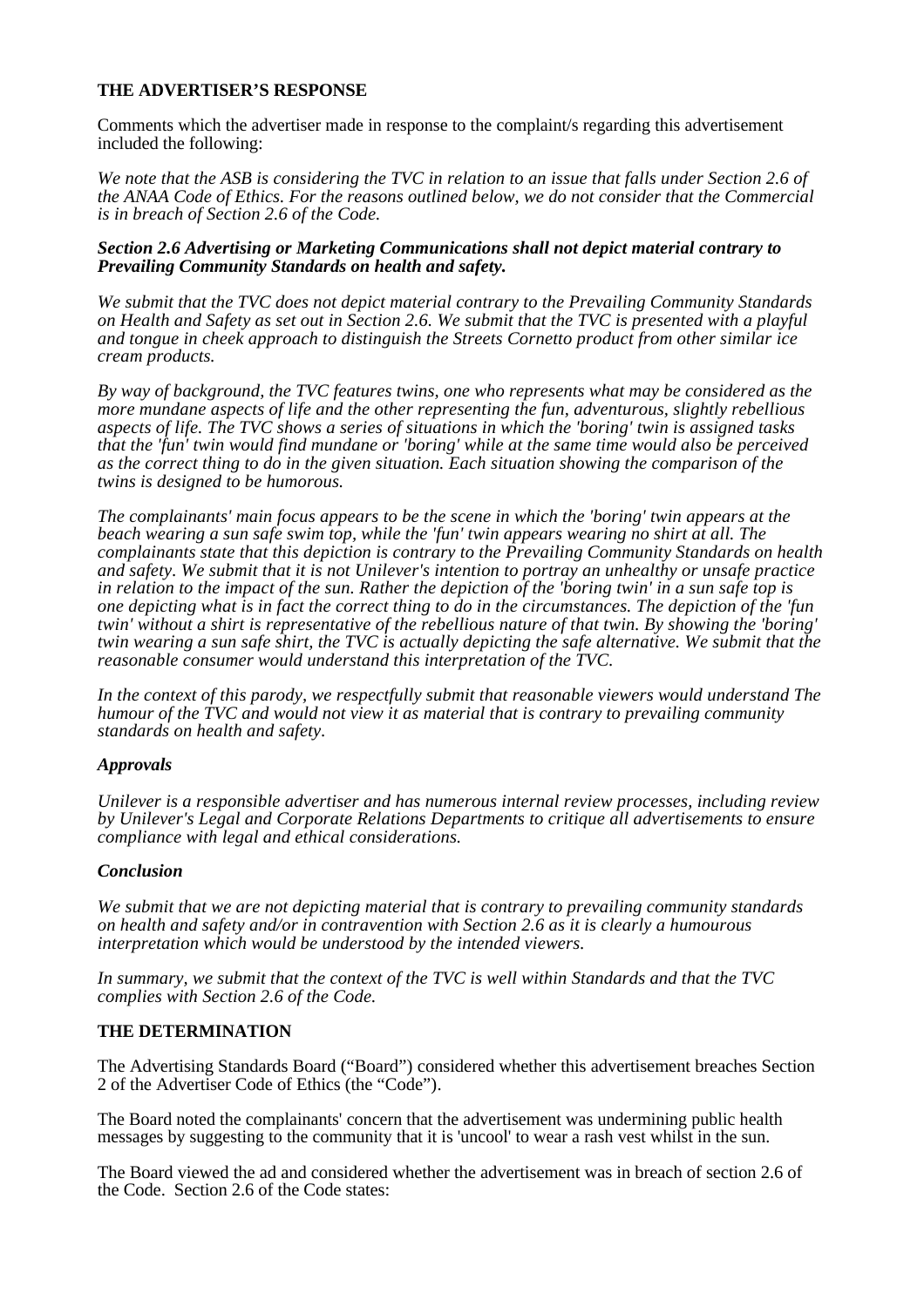**THE ADVERTISER'S RESPONSE**

Comments which the advertiser made in response to the complaint/s regarding this advertisement included the following:

*We note that the ASB is considering the TVC in relation to an issue that falls under Section 2.6 of the ANAA Code of Ethics. For the reasons outlined below, we do not consider that the Commercial is in breach of Section 2.6 of the Code.*

***Section 2.6 Advertising or Marketing Communications shall not depict material contrary to Prevailing Community Standards on health and safety.***

*We submit that the TVC does not depict material contrary to the Prevailing Community Standards on Health and Safety as set out in Section 2.6. We submit that the TVC is presented with a playful and tongue in cheek approach to distinguish the Streets Cornetto product from other similar ice cream products.*

*By way of background, the TVC features twins, one who represents what may be considered as the more mundane aspects of life and the other representing the fun, adventurous, slightly rebellious aspects of life. The TVC shows a series of situations in which the 'boring' twin is assigned tasks that the 'fun' twin would find mundane or 'boring' while at the same time would also be perceived as the correct thing to do in the given situation. Each situation showing the comparison of the twins is designed to be humorous.*

*The complainants' main focus appears to be the scene in which the 'boring' twin appears at the beach wearing a sun safe swim top, while the 'fun' twin appears wearing no shirt at all. The complainants state that this depiction is contrary to the Prevailing Community Standards on health and safety. We submit that it is not Unilever's intention to portray an unhealthy or unsafe practice in relation to the impact of the sun. Rather the depiction of the 'boring twin' in a sun safe top is one depicting what is in fact the correct thing to do in the circumstances. The depiction of the 'fun twin' without a shirt is representative of the rebellious nature of that twin. By showing the 'boring' twin wearing a sun safe shirt, the TVC is actually depicting the safe alternative. We submit that the reasonable consumer would understand this interpretation of the TVC.*

*In the context of this parody, we respectfully submit that reasonable viewers would understand The humour of the TVC and would not view it as material that is contrary to prevailing community standards on health and safety.*

***Approvals***

*Unilever is a responsible advertiser and has numerous internal review processes, including review by Unilever's Legal and Corporate Relations Departments to critique all advertisements to ensure compliance with legal and ethical considerations.*

***Conclusion***

*We submit that we are not depicting material that is contrary to prevailing community standards on health and safety and/or in contravention with Section 2.6 as it is clearly a humourous interpretation which would be understood by the intended viewers.*

*In summary, we submit that the context of the TVC is well within Standards and that the TVC complies with Section 2.6 of the Code.*

**THE DETERMINATION**

The Advertising Standards Board ("Board") considered whether this advertisement breaches Section 2 of the Advertiser Code of Ethics (the "Code").

The Board noted the complainants' concern that the advertisement was undermining public health messages by suggesting to the community that it is 'uncool' to wear a rash vest whilst in the sun.

The Board viewed the ad and considered whether the advertisement was in breach of section 2.6 of the Code. Section 2.6 of the Code states: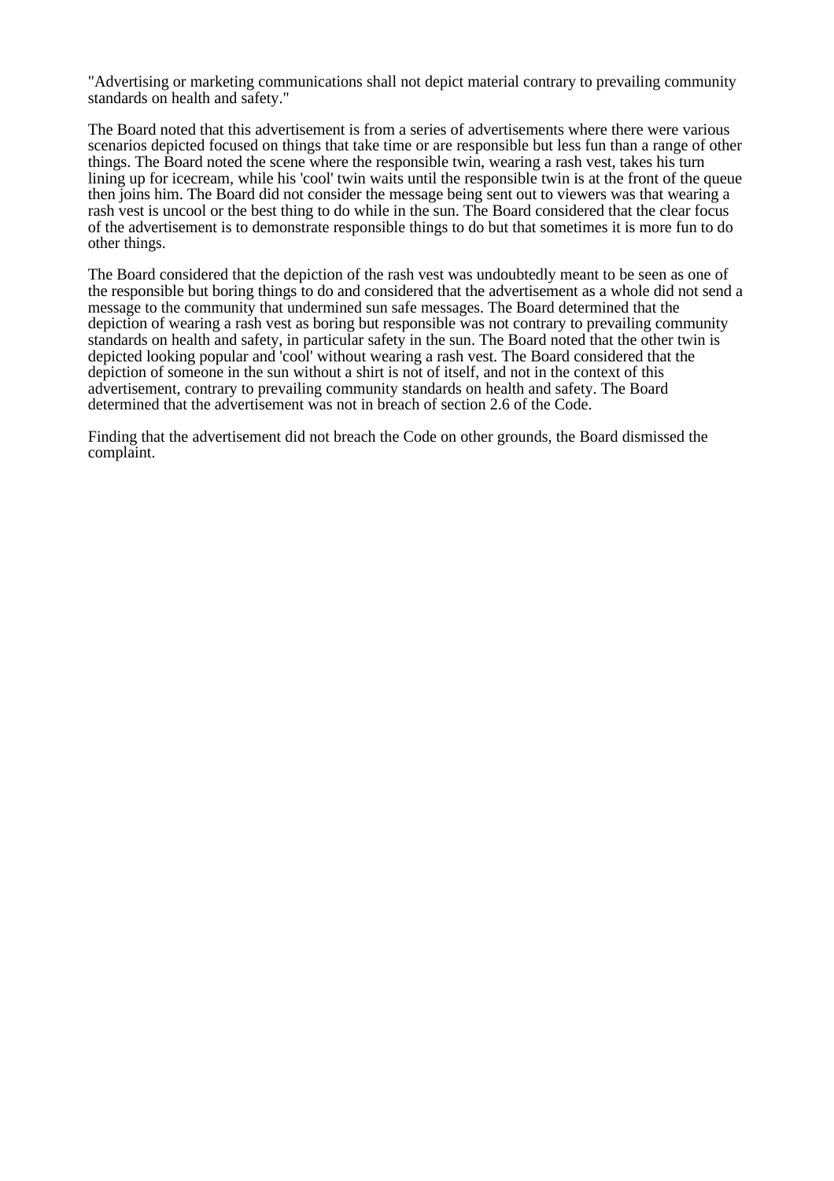"Advertising or marketing communications shall not depict material contrary to prevailing community standards on health and safety."

The Board noted that this advertisement is from a series of advertisements where there were various scenarios depicted focused on things that take time or are responsible but less fun than a range of other things. The Board noted the scene where the responsible twin, wearing a rash vest, takes his turn lining up for icecream, while his 'cool' twin waits until the responsible twin is at the front of the queue then joins him. The Board did not consider the message being sent out to viewers was that wearing a rash vest is uncool or the best thing to do while in the sun. The Board considered that the clear focus of the advertisement is to demonstrate responsible things to do but that sometimes it is more fun to do other things.

The Board considered that the depiction of the rash vest was undoubtedly meant to be seen as one of the responsible but boring things to do and considered that the advertisement as a whole did not send a message to the community that undermined sun safe messages. The Board determined that the depiction of wearing a rash vest as boring but responsible was not contrary to prevailing community standards on health and safety, in particular safety in the sun. The Board noted that the other twin is depicted looking popular and 'cool' without wearing a rash vest. The Board considered that the depiction of someone in the sun without a shirt is not of itself, and not in the context of this advertisement, contrary to prevailing community standards on health and safety. The Board determined that the advertisement was not in breach of section 2.6 of the Code.

Finding that the advertisement did not breach the Code on other grounds, the Board dismissed the complaint.